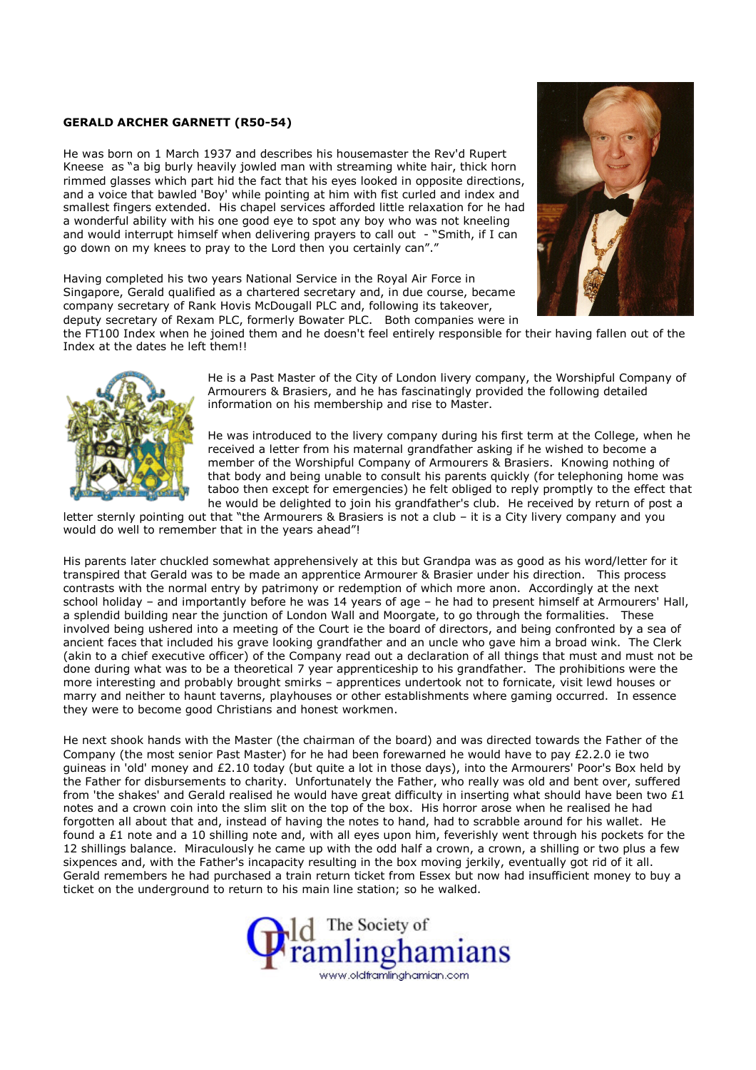**GERALD ARCHER GARNETT (R50-54)**

He was born on 1 March 1937 and describes his housemaster the Rev'd Rupert Kneese as "a big burly heavily jowled man with streaming white hair, thick horn rimmed glasses which part hid the fact that his eyes looked in opposite directions, and a voice that bawled 'Boy' while pointing at him with fist curled and index and smallest fingers extended. His chapel services afforded little relaxation for he had a wonderful ability with his one good eye to spot any boy who was not kneeling and would interrupt himself when delivering prayers to call out - "Smith, if I can go down on my knees to pray to the Lord then you certainly can"."

Having completed his two years National Service in the Royal Air Force in Singapore, Gerald qualified as a chartered secretary and, in due course, became company secretary of Rank Hovis McDougall PLC and, following its takeover, deputy secretary of Rexam PLC, formerly Bowater PLC. Both companies were in the FT100 Index when he joined them and he doesn't feel entirely responsible for their having fallen out of the Index at the dates he left them!!

He is a Past Master of the City of London livery company, the Worshipful Company of Armourers & Brasiers, and he has fascinatingly provided the following detailed information on his membership and rise to Master.

He was introduced to the livery company during his first term at the College, when he received a letter from his maternal grandfather asking if he wished to become a member of the Worshipful Company of Armourers & Brasiers. Knowing nothing of that body and being unable to consult his parents quickly (for telephoning home was taboo then except for emergencies) he felt obliged to reply promptly to the effect that he would be delighted to join his grandfather's club. He received by return of post a letter sternly pointing out that "the Armourers & Brasiers is not a club – it is a City livery company and you would do well to remember that in the years ahead"!

His parents later chuckled somewhat apprehensively at this but Grandpa was as good as his word/letter for it transpired that Gerald was to be made an apprentice Armourer & Brasier under his direction. This process contrasts with the normal entry by patrimony or redemption of which more anon. Accordingly at the next school holiday – and importantly before he was 14 years of age – he had to present himself at Armourers' Hall, a splendid building near the junction of London Wall and Moorgate, to go through the formalities. These involved being ushered into a meeting of the Court ie the board of directors, and being confronted by a sea of ancient faces that included his grave looking grandfather and an uncle who gave him a broad wink. The Clerk (akin to a chief executive officer) of the Company read out a declaration of all things that must and must not be done during what was to be a theoretical 7 year apprenticeship to his grandfather. The prohibitions were the more interesting and probably brought smirks – apprentices undertook not to fornicate, visit lewd houses or marry and neither to haunt taverns, playhouses or other establishments where gaming occurred. In essence they were to become good Christians and honest workmen.

He next shook hands with the Master (the chairman of the board) and was directed towards the Father of the Company (the most senior Past Master) for he had been forewarned he would have to pay £2.2.0 ie two guineas in 'old' money and £2.10 today (but quite a lot in those days), into the Armourers' Poor's Box held by the Father for disbursements to charity. Unfortunately the Father, who really was old and bent over, suffered from 'the shakes' and Gerald realised he would have great difficulty in inserting what should have been two £1 notes and a crown coin into the slim slit on the top of the box. His horror arose when he realised he had forgotten all about that and, instead of having the notes to hand, had to scrabble around for his wallet. He found a £1 note and a 10 shilling note and, with all eyes upon him, feverishly went through his pockets for the 12 shillings balance. Miraculously he came up with the odd half a crown, a crown, a shilling or two plus a few sixpences and, with the Father's incapacity resulting in the box moving jerkily, eventually got rid of it all. Gerald remembers he had purchased a train return ticket from Essex but now had insufficient money to buy a ticket on the underground to return to his main line station; so he walked.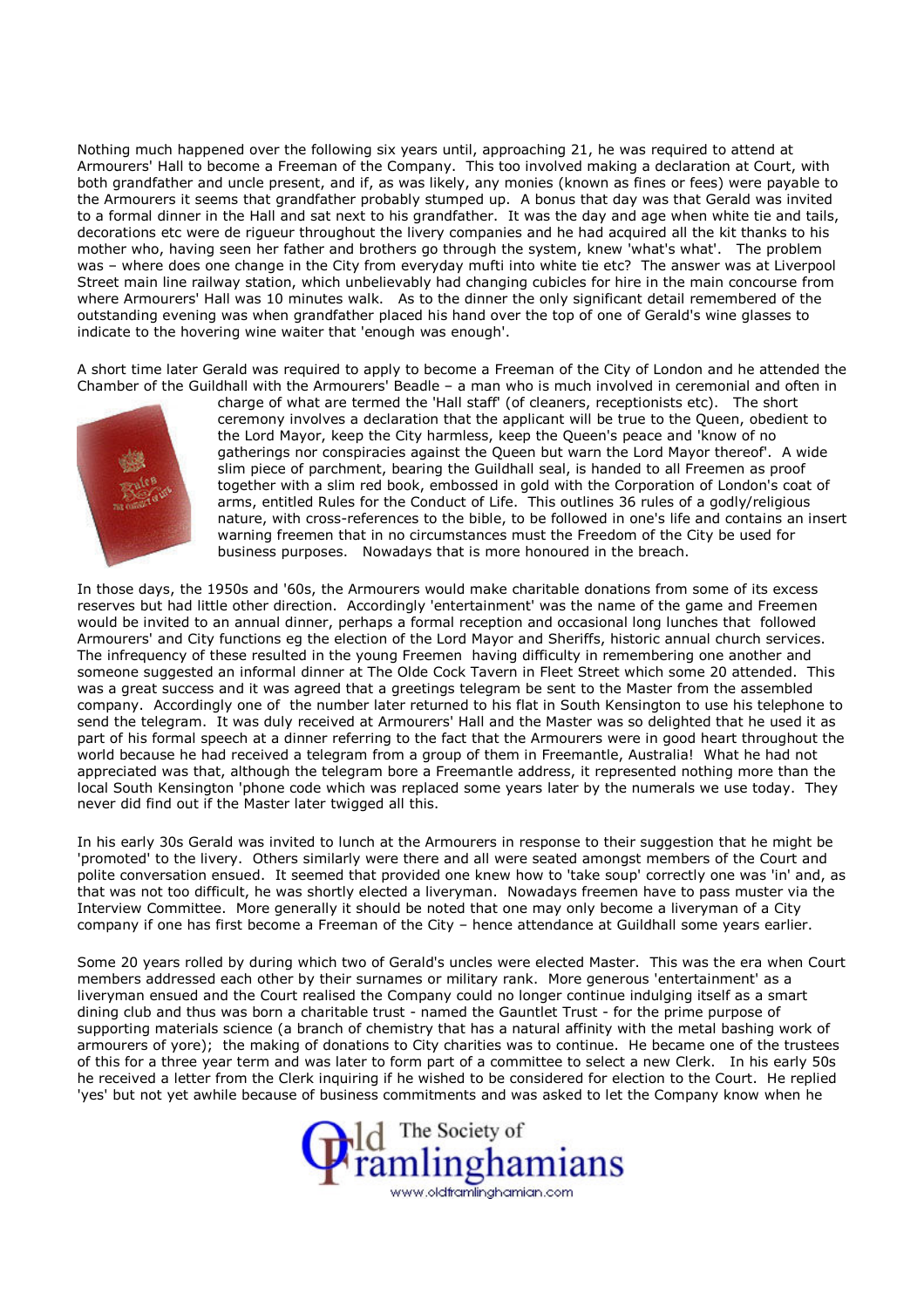Nothing much happened over the following six years until, approaching 21, he was required to attend at Armourers' Hall to become a Freeman of the Company. This too involved making a declaration at Court, with both grandfather and uncle present, and if, as was likely, any monies (known as fines or fees) were payable to the Armourers it seems that grandfather probably stumped up. A bonus that day was that Gerald was invited to a formal dinner in the Hall and sat next to his grandfather. It was the day and age when white tie and tails, decorations etc were de rigueur throughout the livery companies and he had acquired all the kit thanks to his mother who, having seen her father and brothers go through the system, knew 'what's what'. The problem was – where does one change in the City from everyday mufti into white tie etc? The answer was at Liverpool Street main line railway station, which unbelievably had changing cubicles for hire in the main concourse from where Armourers' Hall was 10 minutes walk. As to the dinner the only significant detail remembered of the outstanding evening was when grandfather placed his hand over the top of one of Gerald's wine glasses to indicate to the hovering wine waiter that 'enough was enough'.

A short time later Gerald was required to apply to become a Freeman of the City of London and he attended the Chamber of the Guildhall with the Armourers' Beadle – a man who is much involved in ceremonial and often in charge of what are termed the 'Hall staff' (of cleaners, receptionists etc). The short ceremony involves a declaration that the applicant will be true to the Queen, obedient to the Lord Mayor, keep the City harmless, keep the Queen's peace and 'know of no gatherings nor conspiracies against the Queen but warn the Lord Mayor thereof'. A wide slim piece of parchment, bearing the Guildhall seal, is handed to all Freemen as proof together with a slim red book, embossed in gold with the Corporation of London's coat of arms, entitled Rules for the Conduct of Life. This outlines 36 rules of a godly/religious nature, with cross-references to the bible, to be followed in one's life and contains an insert warning freemen that in no circumstances must the Freedom of the City be used for business purposes. Nowadays that is more honoured in the breach.

In those days, the 1950s and '60s, the Armourers would make charitable donations from some of its excess reserves but had little other direction. Accordingly 'entertainment' was the name of the game and Freemen would be invited to an annual dinner, perhaps a formal reception and occasional long lunches that followed Armourers' and City functions eg the election of the Lord Mayor and Sheriffs, historic annual church services. The infrequency of these resulted in the young Freemen having difficulty in remembering one another and someone suggested an informal dinner at The Olde Cock Tavern in Fleet Street which some 20 attended. This was a great success and it was agreed that a greetings telegram be sent to the Master from the assembled company. Accordingly one of the number later returned to his flat in South Kensington to use his telephone to send the telegram. It was duly received at Armourers' Hall and the Master was so delighted that he used it as part of his formal speech at a dinner referring to the fact that the Armourers were in good heart throughout the world because he had received a telegram from a group of them in Freemantle, Australia! What he had not appreciated was that, although the telegram bore a Freemantle address, it represented nothing more than the local South Kensington 'phone code which was replaced some years later by the numerals we use today. They never did find out if the Master later twigged all this.

In his early 30s Gerald was invited to lunch at the Armourers in response to their suggestion that he might be 'promoted' to the livery. Others similarly were there and all were seated amongst members of the Court and polite conversation ensued. It seemed that provided one knew how to 'take soup' correctly one was 'in' and, as that was not too difficult, he was shortly elected a liveryman. Nowadays freemen have to pass muster via the Interview Committee. More generally it should be noted that one may only become a liveryman of a City company if one has first become a Freeman of the City – hence attendance at Guildhall some years earlier.

Some 20 years rolled by during which two of Gerald's uncles were elected Master. This was the era when Court members addressed each other by their surnames or military rank. More generous 'entertainment' as a liveryman ensued and the Court realised the Company could no longer continue indulging itself as a smart dining club and thus was born a charitable trust - named the Gauntlet Trust - for the prime purpose of supporting materials science (a branch of chemistry that has a natural affinity with the metal bashing work of armourers of yore); the making of donations to City charities was to continue. He became one of the trustees of this for a three year term and was later to form part of a committee to select a new Clerk. In his early 50s he received a letter from the Clerk inquiring if he wished to be considered for election to the Court. He replied 'yes' but not yet awhile because of business commitments and was asked to let the Company know when he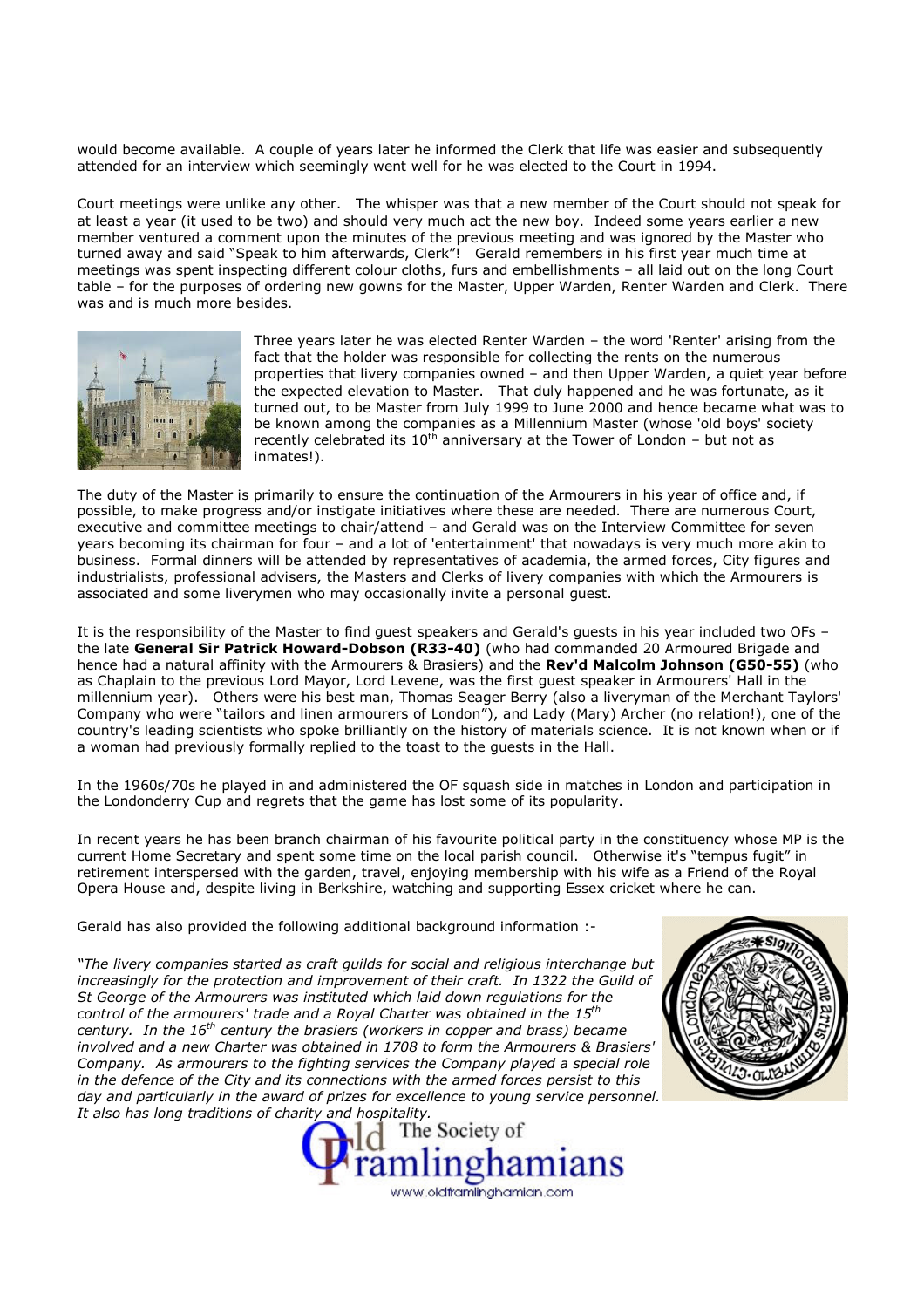would become available. A couple of years later he informed the Clerk that life was easier and subsequently attended for an interview which seemingly went well for he was elected to the Court in 1994.

Court meetings were unlike any other. The whisper was that a new member of the Court should not speak for at least a year (it used to be two) and should very much act the new boy. Indeed some years earlier a new member ventured a comment upon the minutes of the previous meeting and was ignored by the Master who turned away and said "Speak to him afterwards, Clerk"! Gerald remembers in his first year much time at meetings was spent inspecting different colour cloths, furs and embellishments – all laid out on the long Court table – for the purposes of ordering new gowns for the Master, Upper Warden, Renter Warden and Clerk. There was and is much more besides.

Three years later he was elected Renter Warden – the word 'Renter' arising from the fact that the holder was responsible for collecting the rents on the numerous properties that livery companies owned – and then Upper Warden, a quiet year before the expected elevation to Master. That duly happened and he was fortunate, as it turned out, to be Master from July 1999 to June 2000 and hence became what was to be known among the companies as a Millennium Master (whose 'old boys' society recently celebrated its 10th anniversary at the Tower of London – but not as inmates!).

The duty of the Master is primarily to ensure the continuation of the Armourers in his year of office and, if possible, to make progress and/or instigate initiatives where these are needed. There are numerous Court, executive and committee meetings to chair/attend – and Gerald was on the Interview Committee for seven years becoming its chairman for four – and a lot of 'entertainment' that nowadays is very much more akin to business. Formal dinners will be attended by representatives of academia, the armed forces, City figures and industrialists, professional advisers, the Masters and Clerks of livery companies with which the Armourers is associated and some liverymen who may occasionally invite a personal guest.

It is the responsibility of the Master to find guest speakers and Gerald's guests in his year included two OFs – the late **General Sir Patrick Howard-Dobson (R33-40)** (who had commanded 20 Armoured Brigade and hence had a natural affinity with the Armourers & Brasiers) and the **Rev'd Malcolm Johnson (G50-55)** (who as Chaplain to the previous Lord Mayor, Lord Levene, was the first guest speaker in Armourers' Hall in the millennium year). Others were his best man, Thomas Seager Berry (also a liveryman of the Merchant Taylors' Company who were "tailors and linen armourers of London"), and Lady (Mary) Archer (no relation!), one of the country's leading scientists who spoke brilliantly on the history of materials science. It is not known when or if a woman had previously formally replied to the toast to the guests in the Hall.

In the 1960s/70s he played in and administered the OF squash side in matches in London and participation in the Londonderry Cup and regrets that the game has lost some of its popularity.

In recent years he has been branch chairman of his favourite political party in the constituency whose MP is the current Home Secretary and spent some time on the local parish council. Otherwise it's "tempus fugit" in retirement interspersed with the garden, travel, enjoying membership with his wife as a Friend of the Royal Opera House and, despite living in Berkshire, watching and supporting Essex cricket where he can.

Gerald has also provided the following additional background information :-

*"The livery companies started as craft guilds for social and religious interchange but increasingly for the protection and improvement of their craft. In 1322 the Guild of St George of the Armourers was instituted which laid down regulations for the control of the armourers' trade and a Royal Charter was obtained in the 15th century. In the 16th century the brasiers (workers in copper and brass) became involved and a new Charter was obtained in 1708 to form the Armourers & Brasiers' Company. As armourers to the fighting services the Company played a special role in the defence of the City and its connections with the armed forces persist to this day and particularly in the award of prizes for excellence to young service personnel. It also has long traditions of charity and hospitality.*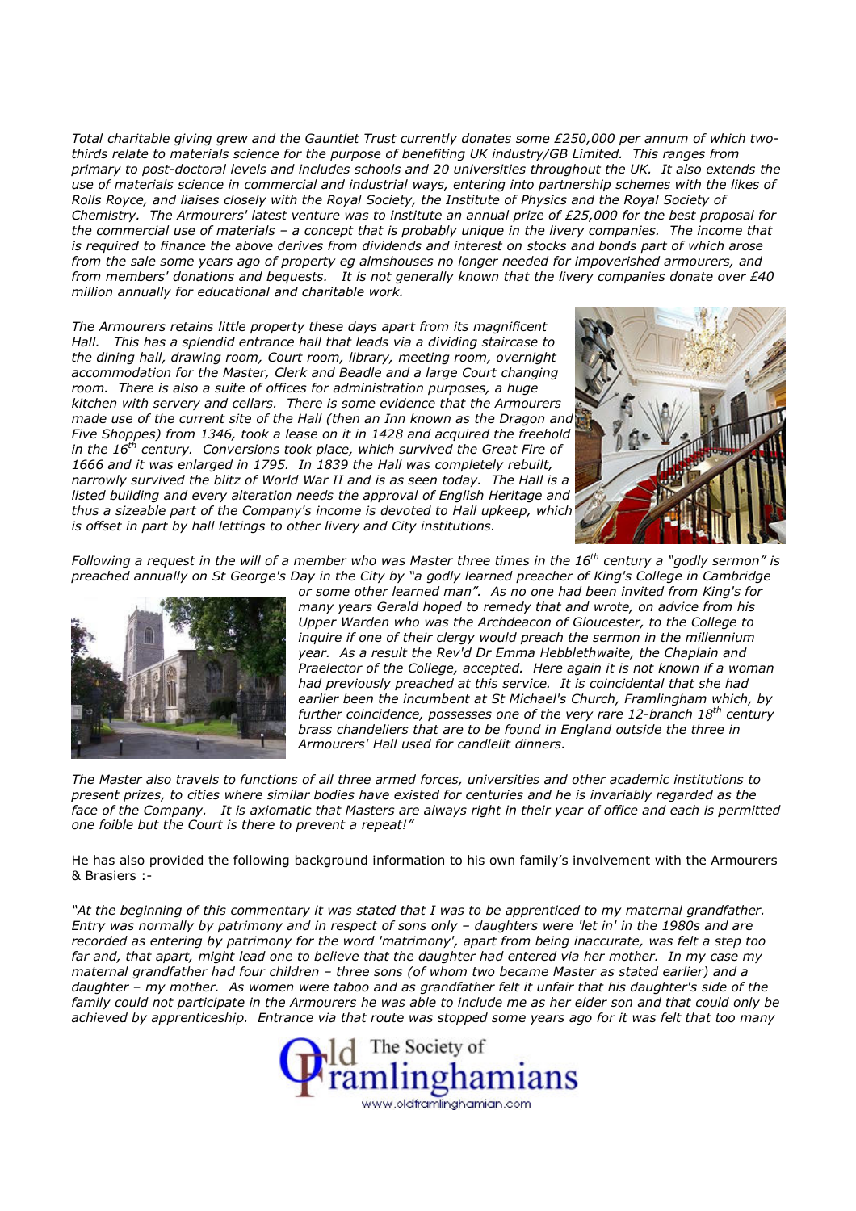*Total charitable giving grew and the Gauntlet Trust currently donates some £250,000 per annum of which two-thirds relate to materials science for the purpose of benefiting UK industry/GB Limited. This ranges from primary to post-doctoral levels and includes schools and 20 universities throughout the UK. It also extends the use of materials science in commercial and industrial ways, entering into partnership schemes with the likes of Rolls Royce, and liaises closely with the Royal Society, the Institute of Physics and the Royal Society of Chemistry. The Armourers' latest venture was to institute an annual prize of £25,000 for the best proposal for the commercial use of materials – a concept that is probably unique in the livery companies. The income that is required to finance the above derives from dividends and interest on stocks and bonds part of which arose from the sale some years ago of property eg almshouses no longer needed for impoverished armourers, and from members' donations and bequests. It is not generally known that the livery companies donate over £40 million annually for educational and charitable work.*

*The Armourers retains little property these days apart from its magnificent Hall. This has a splendid entrance hall that leads via a dividing staircase to the dining hall, drawing room, Court room, library, meeting room, overnight accommodation for the Master, Clerk and Beadle and a large Court changing room. There is also a suite of offices for administration purposes, a huge kitchen with servery and cellars. There is some evidence that the Armourers made use of the current site of the Hall (then an Inn known as the Dragon and Five Shoppes) from 1346, took a lease on it in 1428 and acquired the freehold in the 16th century. Conversions took place, which survived the Great Fire of 1666 and it was enlarged in 1795. In 1839 the Hall was completely rebuilt, narrowly survived the blitz of World War II and is as seen today. The Hall is a listed building and every alteration needs the approval of English Heritage and thus a sizeable part of the Company's income is devoted to Hall upkeep, which is offset in part by hall lettings to other livery and City institutions.*

*Following a request in the will of a member who was Master three times in the 16th century a "godly sermon" is preached annually on St George's Day in the City by "a godly learned preacher of King's College in Cambridge or some other learned man". As no one had been invited from King's for many years Gerald hoped to remedy that and wrote, on advice from his Upper Warden who was the Archdeacon of Gloucester, to the College to inquire if one of their clergy would preach the sermon in the millennium year. As a result the Rev'd Dr Emma Hebblethwaite, the Chaplain and Praelector of the College, accepted. Here again it is not known if a woman had previously preached at this service. It is coincidental that she had earlier been the incumbent at St Michael's Church, Framlingham which, by further coincidence, possesses one of the very rare 12-branch 18th century brass chandeliers that are to be found in England outside the three in Armourers' Hall used for candlelit dinners.*

*The Master also travels to functions of all three armed forces, universities and other academic institutions to present prizes, to cities where similar bodies have existed for centuries and he is invariably regarded as the face of the Company. It is axiomatic that Masters are always right in their year of office and each is permitted one foible but the Court is there to prevent a repeat!"*

He has also provided the following background information to his own family's involvement with the Armourers & Brasiers :-

*"At the beginning of this commentary it was stated that I was to be apprenticed to my maternal grandfather. Entry was normally by patrimony and in respect of sons only – daughters were 'let in' in the 1980s and are recorded as entering by patrimony for the word 'matrimony', apart from being inaccurate, was felt a step too far and, that apart, might lead one to believe that the daughter had entered via her mother. In my case my maternal grandfather had four children – three sons (of whom two became Master as stated earlier) and a daughter – my mother. As women were taboo and as grandfather felt it unfair that his daughter's side of the family could not participate in the Armourers he was able to include me as her elder son and that could only be achieved by apprenticeship. Entrance via that route was stopped some years ago for it was felt that too many*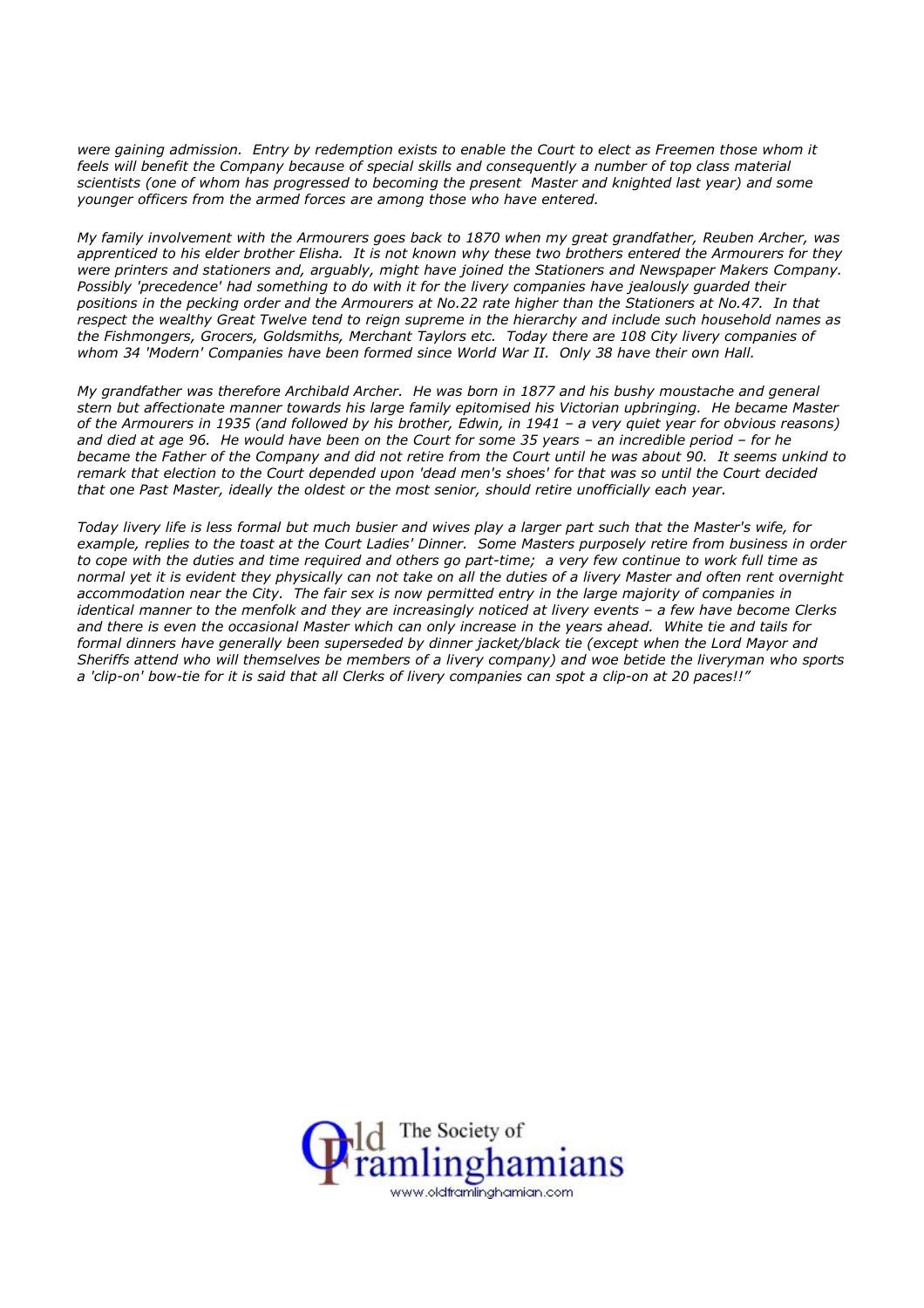*were gaining admission. Entry by redemption exists to enable the Court to elect as Freemen those whom it feels will benefit the Company because of special skills and consequently a number of top class material scientists (one of whom has progressed to becoming the present Master and knighted last year) and some younger officers from the armed forces are among those who have entered.*

*My family involvement with the Armourers goes back to 1870 when my great grandfather, Reuben Archer, was apprenticed to his elder brother Elisha. It is not known why these two brothers entered the Armourers for they were printers and stationers and, arguably, might have joined the Stationers and Newspaper Makers Company. Possibly 'precedence' had something to do with it for the livery companies have jealously guarded their positions in the pecking order and the Armourers at No.22 rate higher than the Stationers at No.47. In that respect the wealthy Great Twelve tend to reign supreme in the hierarchy and include such household names as the Fishmongers, Grocers, Goldsmiths, Merchant Taylors etc. Today there are 108 City livery companies of whom 34 'Modern' Companies have been formed since World War II. Only 38 have their own Hall.*

*My grandfather was therefore Archibald Archer. He was born in 1877 and his bushy moustache and general stern but affectionate manner towards his large family epitomised his Victorian upbringing. He became Master of the Armourers in 1935 (and followed by his brother, Edwin, in 1941 – a very quiet year for obvious reasons) and died at age 96. He would have been on the Court for some 35 years – an incredible period – for he became the Father of the Company and did not retire from the Court until he was about 90. It seems unkind to remark that election to the Court depended upon 'dead men's shoes' for that was so until the Court decided that one Past Master, ideally the oldest or the most senior, should retire unofficially each year.*

*Today livery life is less formal but much busier and wives play a larger part such that the Master's wife, for example, replies to the toast at the Court Ladies' Dinner. Some Masters purposely retire from business in order to cope with the duties and time required and others go part-time; a very few continue to work full time as normal yet it is evident they physically can not take on all the duties of a livery Master and often rent overnight accommodation near the City. The fair sex is now permitted entry in the large majority of companies in identical manner to the menfolk and they are increasingly noticed at livery events – a few have become Clerks and there is even the occasional Master which can only increase in the years ahead. White tie and tails for formal dinners have generally been superseded by dinner jacket/black tie (except when the Lord Mayor and Sheriffs attend who will themselves be members of a livery company) and woe betide the liveryman who sports a 'clip-on' bow-tie for it is said that all Clerks of livery companies can spot a clip-on at 20 paces!!"*

Old Framlinghamians The Society of
www.oldframlinghamian.com